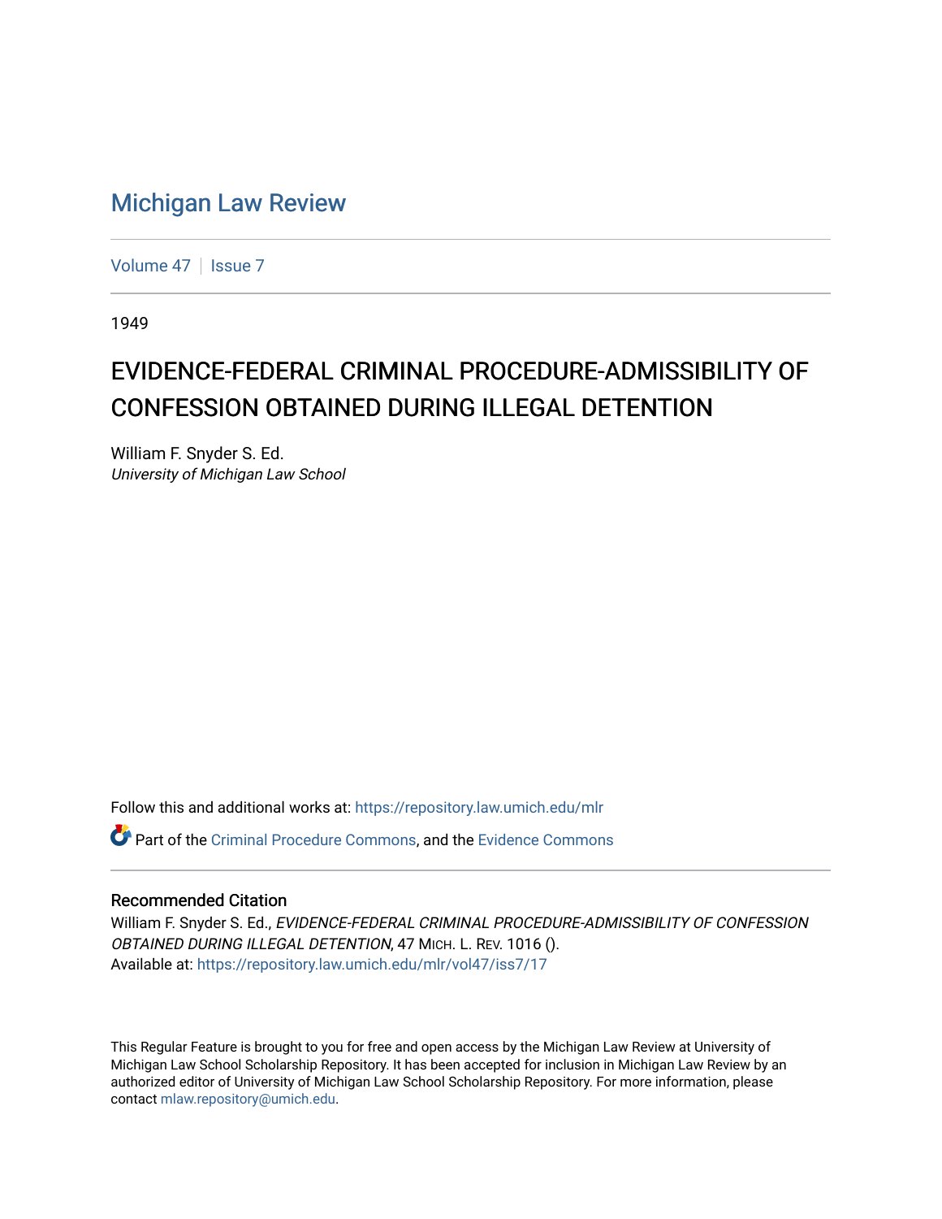# Michigan Law Review

Volume 47 | Issue 7

1949

## EVIDENCE-FEDERAL CRIMINAL PROCEDURE-ADMISSIBILITY OF CONFESSION OBTAINED DURING ILLEGAL DETENTION

William F. Snyder S. Ed.
*University of Michigan Law School*

Follow this and additional works at: https://repository.law.umich.edu/mlr

Part of the Criminal Procedure Commons, and the Evidence Commons

### Recommended Citation

William F. Snyder S. Ed., *EVIDENCE-FEDERAL CRIMINAL PROCEDURE-ADMISSIBILITY OF CONFESSION OBTAINED DURING ILLEGAL DETENTION*, 47 MICH. L. REV. 1016 ().
Available at: https://repository.law.umich.edu/mlr/vol47/iss7/17

This Regular Feature is brought to you for free and open access by the Michigan Law Review at University of Michigan Law School Scholarship Repository. It has been accepted for inclusion in Michigan Law Review by an authorized editor of University of Michigan Law School Scholarship Repository. For more information, please contact mlaw.repository@umich.edu.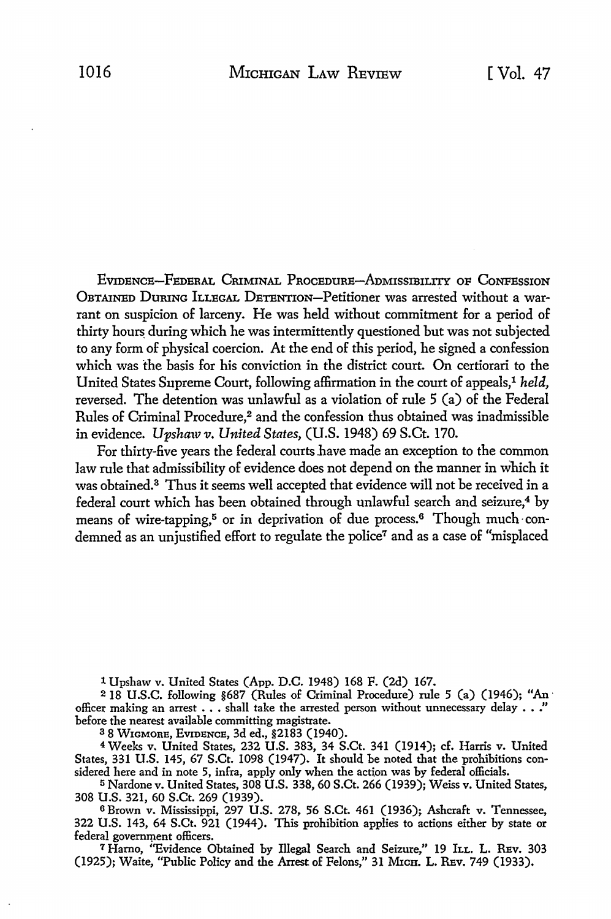EVIDENCE—FEDERAL CRIMINAL PROCEDURE—ADMISSIBILITY OF CONFESSION OBTAINED DURING ILLEGAL DETENTION—Petitioner was arrested without a warrant on suspicion of larceny. He was held without commitment for a period of thirty hours during which he was intermittently questioned but was not subjected to any form of physical coercion. At the end of this period, he signed a confession which was the basis for his conviction in the district court. On certiorari to the United States Supreme Court, following affirmation in the court of appeals,[1] *held,* reversed. The detention was unlawful as a violation of rule 5 (a) of the Federal Rules of Criminal Procedure,[2] and the confession thus obtained was inadmissible in evidence. *Upshaw v. United States,* (U.S. 1948) 69 S.Ct. 170.

For thirty-five years the federal courts have made an exception to the common law rule that admissibility of evidence does not depend on the manner in which it was obtained.[3] Thus it seems well accepted that evidence will not be received in a federal court which has been obtained through unlawful search and seizure,[4] by means of wire-tapping,[5] or in deprivation of due process.[6] Though much condemned as an unjustified effort to regulate the police[7] and as a case of "misplaced

---

[1] Upshaw v. United States (App. D.C. 1948) 168 F. (2d) 167.

[2] 18 U.S.C. following §687 (Rules of Criminal Procedure) rule 5 (a) (1946); "An officer making an arrest . . . shall take the arrested person without unnecessary delay . . ." before the nearest available committing magistrate.

[3] 8 WIGMORE, EVIDENCE, 3d ed., §2183 (1940).

[4] Weeks v. United States, 232 U.S. 383, 34 S.Ct. 341 (1914); cf. Harris v. United States, 331 U.S. 145, 67 S.Ct. 1098 (1947). It should be noted that the prohibitions considered here and in note 5, infra, apply only when the action was by federal officials.

[5] Nardone v. United States, 308 U.S. 338, 60 S.Ct. 266 (1939); Weiss v. United States, 308 U.S. 321, 60 S.Ct. 269 (1939).

[6] Brown v. Mississippi, 297 U.S. 278, 56 S.Ct. 461 (1936); Ashcraft v. Tennessee, 322 U.S. 143, 64 S.Ct. 921 (1944). This prohibition applies to actions either by state or federal government officers.

[7] Harno, "Evidence Obtained by Illegal Search and Seizure," 19 ILL. L. REV. 303 (1925); Waite, "Public Policy and the Arrest of Felons," 31 MICH. L. REV. 749 (1933).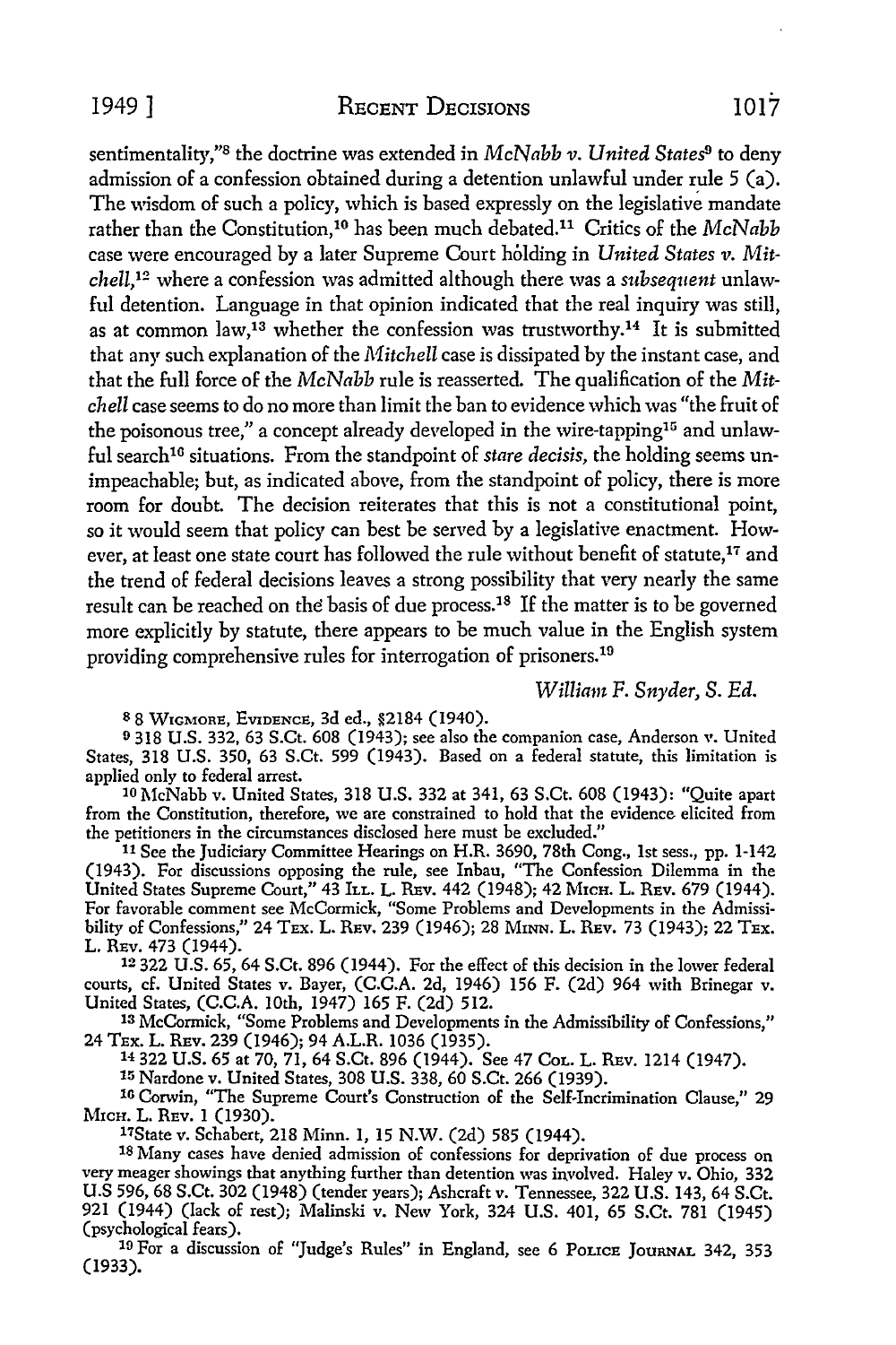sentimentality,"[8] the doctrine was extended in *McNabb v. United States*[9] to deny admission of a confession obtained during a detention unlawful under rule 5 (a). The wisdom of such a policy, which is based expressly on the legislative mandate rather than the Constitution,[10] has been much debated.[11] Critics of the *McNabb* case were encouraged by a later Supreme Court holding in *United States v. Mitchell*,[12] where a confession was admitted although there was a *subsequent* unlawful detention. Language in that opinion indicated that the real inquiry was still, as at common law,[13] whether the confession was trustworthy.[14] It is submitted that any such explanation of the *Mitchell* case is dissipated by the instant case, and that the full force of the *McNabb* rule is reasserted. The qualification of the *Mitchell* case seems to do no more than limit the ban to evidence which was "the fruit of the poisonous tree," a concept already developed in the wire-tapping[15] and unlawful search[16] situations. From the standpoint of *stare decisis*, the holding seems unimpeachable; but, as indicated above, from the standpoint of policy, there is more room for doubt. The decision reiterates that this is not a constitutional point, so it would seem that policy can best be served by a legislative enactment. However, at least one state court has followed the rule without benefit of statute,[17] and the trend of federal decisions leaves a strong possibility that very nearly the same result can be reached on the basis of due process.[18] If the matter is to be governed more explicitly by statute, there appears to be much value in the English system providing comprehensive rules for interrogation of prisoners.[19]

*William F. Snyder, S. Ed.*

[8] 8 WIGMORE, EVIDENCE, 3d ed., §2184 (1940).

[9] 318 U.S. 332, 63 S.Ct. 608 (1943); see also the companion case, Anderson v. United States, 318 U.S. 350, 63 S.Ct. 599 (1943). Based on a federal statute, this limitation is applied only to federal arrest.

[10] McNabb v. United States, 318 U.S. 332 at 341, 63 S.Ct. 608 (1943): "Quite apart from the Constitution, therefore, we are constrained to hold that the evidence elicited from the petitioners in the circumstances disclosed here must be excluded."

[11] See the Judiciary Committee Hearings on H.R. 3690, 78th Cong., 1st sess., pp. 1-142 (1943). For discussions opposing the rule, see Inbau, "The Confession Dilemma in the United States Supreme Court," 43 ILL. L. REV. 442 (1948); 42 MICH. L. REV. 679 (1944). For favorable comment see McCormick, "Some Problems and Developments in the Admissibility of Confessions," 24 TEX. L. REV. 239 (1946); 28 MINN. L. REV. 73 (1943); 22 TEX. L. REV. 473 (1944).

[12] 322 U.S. 65, 64 S.Ct. 896 (1944). For the effect of this decision in the lower federal courts, cf. United States v. Bayer, (C.C.A. 2d, 1946) 156 F. (2d) 964 with Brinegar v. United States, (C.C.A. 10th, 1947) 165 F. (2d) 512.

[13] McCormick, "Some Problems and Developments in the Admissibility of Confessions," 24 TEX. L. REV. 239 (1946); 94 A.L.R. 1036 (1935).

[14] 322 U.S. 65 at 70, 71, 64 S.Ct. 896 (1944). See 47 COL. L. REV. 1214 (1947).

[15] Nardone v. United States, 308 U.S. 338, 60 S.Ct. 266 (1939).

[16] Corwin, "The Supreme Court's Construction of the Self-Incrimination Clause," 29 MICH. L. REV. 1 (1930).

[17] State v. Schabert, 218 Minn. 1, 15 N.W. (2d) 585 (1944).

[18] Many cases have denied admission of confessions for deprivation of due process on very meager showings that anything further than detention was involved. Haley v. Ohio, 332 U.S 596, 68 S.Ct. 302 (1948) (tender years); Ashcraft v. Tennessee, 322 U.S. 143, 64 S.Ct. 921 (1944) (lack of rest); Malinski v. New York, 324 U.S. 401, 65 S.Ct. 781 (1945) (psychological fears).

[19] For a discussion of "Judge's Rules" in England, see 6 POLICE JOURNAL 342, 353 (1933).